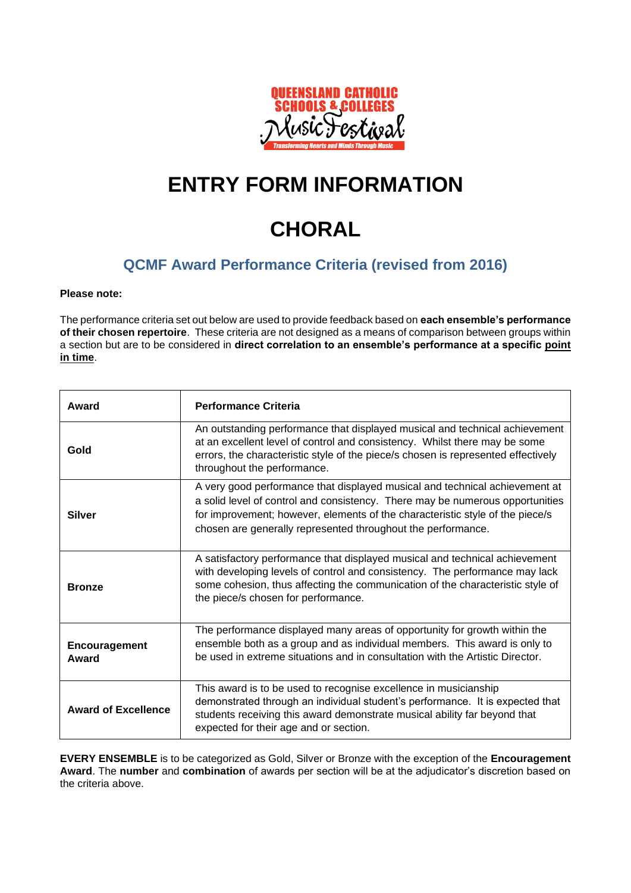# ENTRY FORM INFORMATION

# CHORAL

## QCMF Award Performance Criteria (revised from 2016)

**Please note:**

The performance criteria set out below are used to provide feedback based on **each ensemble's performance of their chosen repertoire**. These criteria are not designed as a means of comparison between groups within a section but are to be considered in **direct correlation to an ensemble's performance at a specific point in time**.

| Award | Performance Criteria |
| --- | --- |
| Gold | An outstanding performance that displayed musical and technical achievement at an excellent level of control and consistency. Whilst there may be some errors, the characteristic style of the piece/s chosen is represented effectively throughout the performance. |
| Silver | A very good performance that displayed musical and technical achievement at a solid level of control and consistency. There may be numerous opportunities for improvement; however, elements of the characteristic style of the piece/s chosen are generally represented throughout the performance. |
| Bronze | A satisfactory performance that displayed musical and technical achievement with developing levels of control and consistency. The performance may lack some cohesion, thus affecting the communication of the characteristic style of the piece/s chosen for performance. |
| Encouragement Award | The performance displayed many areas of opportunity for growth within the ensemble both as a group and as individual members. This award is only to be used in extreme situations and in consultation with the Artistic Director. |
| Award of Excellence | This award is to be used to recognise excellence in musicianship demonstrated through an individual student's performance. It is expected that students receiving this award demonstrate musical ability far beyond that expected for their age and or section. |

**EVERY ENSEMBLE** is to be categorized as Gold, Silver or Bronze with the exception of the **Encouragement Award**. The **number** and **combination** of awards per section will be at the adjudicator's discretion based on the criteria above.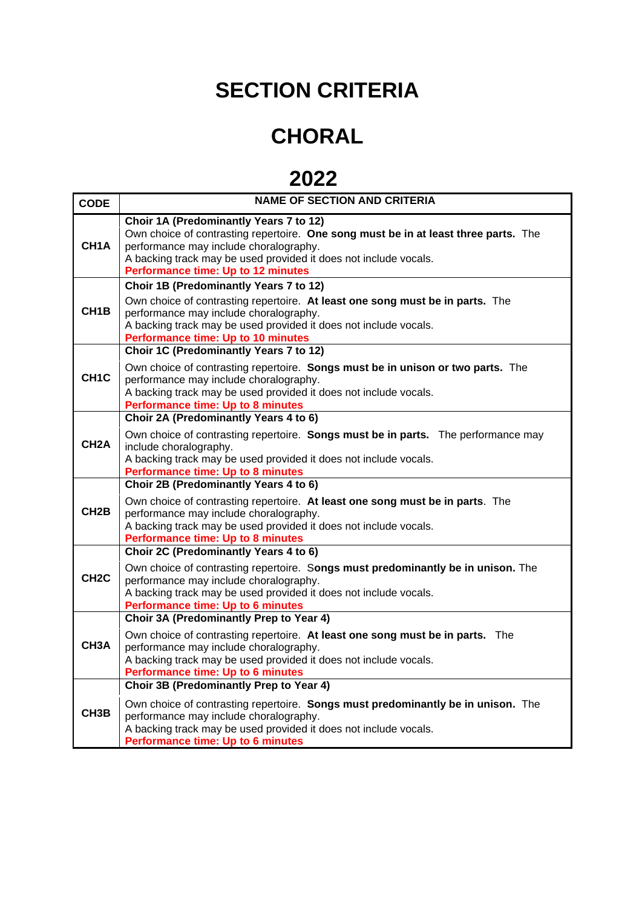# SECTION CRITERIA

# CHORAL

# 2022

| CODE | NAME OF SECTION AND CRITERIA |
|---|---|
| CH1A | **Choir 1A (Predominantly Years 7 to 12)**<br>Own choice of contrasting repertoire. **One song must be in at least three parts.** The performance may include choralography.<br>A backing track may be used provided it does not include vocals.<br>**Performance time: Up to 12 minutes** |
| CH1B | **Choir 1B (Predominantly Years 7 to 12)**<br>Own choice of contrasting repertoire. **At least one song must be in parts.** The performance may include choralography.<br>A backing track may be used provided it does not include vocals.<br>**Performance time: Up to 10 minutes** |
| CH1C | **Choir 1C (Predominantly Years 7 to 12)**<br>Own choice of contrasting repertoire. **Songs must be in unison or two parts.** The performance may include choralography.<br>A backing track may be used provided it does not include vocals.<br>**Performance time: Up to 8 minutes** |
| CH2A | **Choir 2A (Predominantly Years 4 to 6)**<br>Own choice of contrasting repertoire. **Songs must be in parts.** The performance may include choralography.<br>A backing track may be used provided it does not include vocals.<br>**Performance time: Up to 8 minutes** |
| CH2B | **Choir 2B (Predominantly Years 4 to 6)**<br>Own choice of contrasting repertoire. **At least one song must be in parts**. The performance may include choralography.<br>A backing track may be used provided it does not include vocals.<br>**Performance time: Up to 8 minutes** |
| CH2C | **Choir 2C (Predominantly Years 4 to 6)**<br>Own choice of contrasting repertoire. **Songs must predominantly be in unison.** The performance may include choralography.<br>A backing track may be used provided it does not include vocals.<br>**Performance time: Up to 6 minutes** |
| CH3A | **Choir 3A (Predominantly Prep to Year 4)**<br>Own choice of contrasting repertoire. **At least one song must be in parts.** The performance may include choralography.<br>A backing track may be used provided it does not include vocals.<br>**Performance time: Up to 6 minutes** |
| CH3B | **Choir 3B (Predominantly Prep to Year 4)**<br>Own choice of contrasting repertoire. **Songs must predominantly be in unison.** The performance may include choralography.<br>A backing track may be used provided it does not include vocals.<br>**Performance time: Up to 6 minutes** |